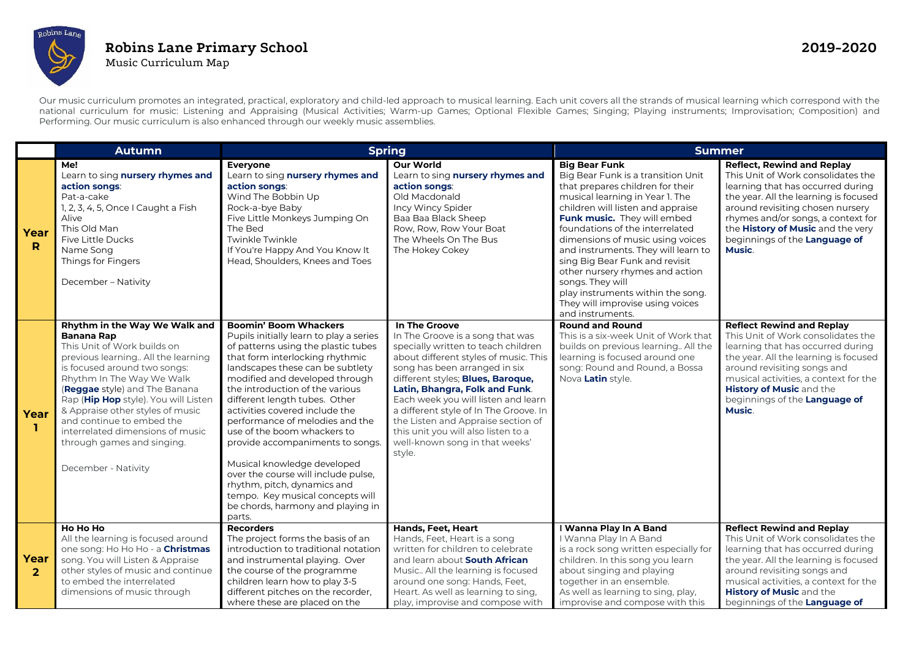# Robins Lane Primary School

Music Curriculum Map

**2019-2020**

Our music curriculum promotes an integrated, practical, exploratory and child-led approach to musical learning. Each unit covers all the strands of musical learning which correspond with the national curriculum for music: Listening and Appraising (Musical Activities; Warm-up Games; Optional Flexible Games; Singing; Playing instruments; Improvisation; Composition) and Performing. Our music curriculum is also enhanced through our weekly music assemblies.

| | Autumn | Spring | | Summer | |
|---|---|---|---|---|---|
| **Year R** | **Me!**<br>Learn to sing **nursery rhymes and action songs**:<br>Pat-a-cake<br>1, 2, 3, 4, 5, Once I Caught a Fish Alive<br>This Old Man<br>Five Little Ducks<br>Name Song<br>Things for Fingers<br><br>December – Nativity | **Everyone**<br>Learn to sing **nursery rhymes and action songs**:<br>Wind The Bobbin Up<br>Rock-a-bye Baby<br>Five Little Monkeys Jumping On The Bed<br>Twinkle Twinkle<br>If You're Happy And You Know It<br>Head, Shoulders, Knees and Toes | **Our World**<br>Learn to sing **nursery rhymes and action songs**:<br>Old Macdonald<br>Incy Wincy Spider<br>Baa Baa Black Sheep<br>Row, Row, Row Your Boat<br>The Wheels On The Bus<br>The Hokey Cokey | **Big Bear Funk**<br>Big Bear Funk is a transition Unit that prepares children for their musical learning in Year 1. The children will listen and appraise **Funk music.** They will embed foundations of the interrelated dimensions of music using voices and instruments. They will learn to sing Big Bear Funk and revisit other nursery rhymes and action songs. They will play instruments within the song. They will improvise using voices and instruments. | **Reflect, Rewind and Replay**<br>This Unit of Work consolidates the learning that has occurred during the year. All the learning is focused around revisiting chosen nursery rhymes and/or songs, a context for the **History of Music** and the very beginnings of the **Language of Music**. |
| **Year 1** | **Rhythm in the Way We Walk and Banana Rap**<br>This Unit of Work builds on previous learning.. All the learning is focused around two songs: Rhythm In The Way We Walk (**Reggae** style) and The Banana Rap (**Hip Hop** style). You will Listen & Appraise other styles of music and continue to embed the interrelated dimensions of music through games and singing.<br><br>December - Nativity | **Boomin' Boom Whackers**<br>Pupils initially learn to play a series of patterns using the plastic tubes that form interlocking rhythmic landscapes these can be subtlety modified and developed through the introduction of the various different length tubes. Other activities covered include the performance of melodies and the use of the boom whackers to provide accompaniments to songs.<br><br>Musical knowledge developed over the course will include pulse, rhythm, pitch, dynamics and tempo. Key musical concepts will be chords, harmony and playing in parts. | **In The Groove**<br>In The Groove is a song that was specially written to teach children about different styles of music. This song has been arranged in six different styles; **Blues, Baroque, Latin, Bhangra, Folk and Funk**. Each week you will listen and learn a different style of In The Groove. In the Listen and Appraise section of this unit you will also listen to a well-known song in that weeks' style. | **Round and Round**<br>This is a six-week Unit of Work that builds on previous learning.. All the learning is focused around one song: Round and Round, a Bossa Nova **Latin** style. | **Reflect Rewind and Replay**<br>This Unit of Work consolidates the learning that has occurred during the year. All the learning is focused around revisiting songs and musical activities, a context for the **History of Music** and the beginnings of the **Language of Music**. |
| **Year 2** | **Ho Ho Ho**<br>All the learning is focused around one song: Ho Ho Ho - a **Christmas** song. You will Listen & Appraise other styles of music and continue to embed the interrelated dimensions of music through | **Recorders**<br>The project forms the basis of an introduction to traditional notation and instrumental playing. Over the course of the programme children learn how to play 3-5 different pitches on the recorder, where these are placed on the | **Hands, Feet, Heart**<br>Hands, Feet, Heart is a song written for children to celebrate and learn about **South African** Music.. All the learning is focused around one song: Hands, Feet, Heart. As well as learning to sing, play, improvise and compose with | **I Wanna Play In A Band**<br>I Wanna Play In A Band is a rock song written especially for children. In this song you learn about singing and playing together in an ensemble. As well as learning to sing, play, improvise and compose with this | **Reflect Rewind and Replay**<br>This Unit of Work consolidates the learning that has occurred during the year. All the learning is focused around revisiting songs and musical activities, a context for the **History of Music** and the beginnings of the **Language of** |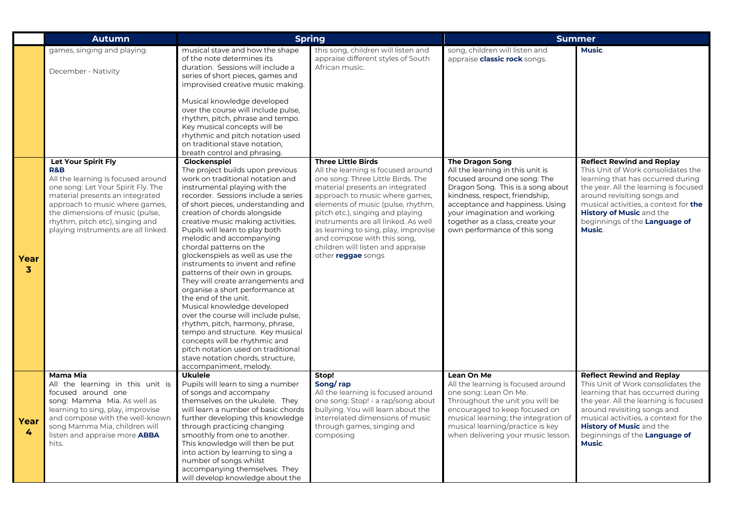| | Autumn | Spring | | Summer | |
|---|---|---|---|---|---|
| | games, singing and playing.<br><br>December - Nativity | musical stave and how the shape of the note determines its duration. Sessions will include a series of short pieces, games and improvised creative music making.<br><br>Musical knowledge developed over the course will include pulse, rhythm, pitch, phrase and tempo. Key musical concepts will be rhythmic and pitch notation used on traditional stave notation, breath control and phrasing. | this song, children will listen and appraise different styles of South African music. | song, children will listen and appraise **classic rock** songs. | **Music**. |
| **Year 3** | **Let Your Spirit Fly**<br>**R&B**<br>All the learning is focused around one song: Let Your Spirit Fly. The material presents an integrated approach to music where games, the dimensions of music (pulse, rhythm, pitch etc), singing and playing instruments are all linked. | **Glockenspiel**<br>The project builds upon previous work on traditional notation and instrumental playing with the recorder. Sessions include a series of short pieces, understanding and creation of chords alongside creative music making activities. Pupils will learn to play both melodic and accompanying chordal patterns on the glockenspiels as well as use the instruments to invent and refine patterns of their own in groups. They will create arrangements and organise a short performance at the end of the unit.<br>Musical knowledge developed over the course will include pulse, rhythm, pitch, harmony, phrase, tempo and structure. Key musical concepts will be rhythmic and pitch notation used on traditional stave notation chords, structure, accompaniment, melody. | **Three Little Birds**<br>All the learning is focused around one song: Three Little Birds. The material presents an integrated approach to music where games, elements of music (pulse, rhythm, pitch etc.), singing and playing instruments are all linked. As well as learning to sing, play, improvise and compose with this song, children will listen and appraise other **reggae** songs | **The Dragon Song**<br>All the learning in this unit is focused around one song: The Dragon Song. This is a song about kindness, respect, friendship, acceptance and happiness. Using your imagination and working together as a class, create your own performance of this song | **Reflect Rewind and Replay**<br>This Unit of Work consolidates the learning that has occurred during the year. All the learning is focused around revisiting songs and musical activities, a context for **the History of Music** and the beginnings of the **Language of Music**. |
| **Year 4** | **Mama Mia**<br>All the learning in this unit is focused around one song: Mamma Mia. As well as learning to sing, play, improvise and compose with the well-known song Mamma Mia, children will listen and appraise more **ABBA** hits. | **Ukulele**<br>Pupils will learn to sing a number of songs and accompany themselves on the ukulele. They will learn a number of basic chords further developing this knowledge through practicing changing smoothly from one to another. This knowledge will then be put into action by learning to sing a number of songs whilst accompanying themselves. They will develop knowledge about the | **Stop!**<br>**Song/ rap**<br>All the learning is focused around one song: Stop! - a rap/song about bullying. You will learn about the interrelated dimensions of music through games, singing and composing | **Lean On Me**<br>All the learning is focused around one song: Lean On Me.<br>Throughout the unit you will be encouraged to keep focused on musical learning; the integration of musical learning/practice is key when delivering your music lesson. | **Reflect Rewind and Replay**<br>This Unit of Work consolidates the learning that has occurred during the year. All the learning is focused around revisiting songs and musical activities, a context for the **History of Music** and the beginnings of the **Language of Music**. |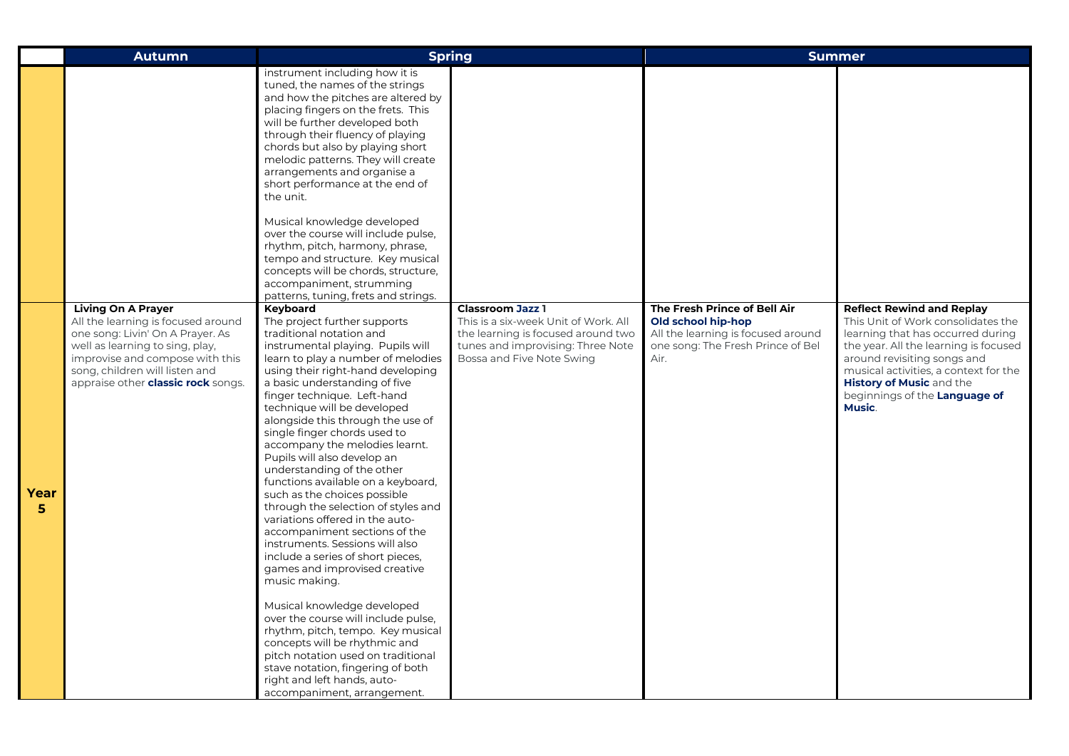| | Autumn | Spring | | Summer | |
|---|---|---|---|---|---|
| | | instrument including how it is tuned, the names of the strings and how the pitches are altered by placing fingers on the frets. This will be further developed both through their fluency of playing chords but also by playing short melodic patterns. They will create arrangements and organise a short performance at the end of the unit.<br><br>Musical knowledge developed over the course will include pulse, rhythm, pitch, harmony, phrase, tempo and structure. Key musical concepts will be chords, structure, accompaniment, strumming patterns, tuning, frets and strings. | | | |
| **Year 5** | **Living On A Prayer**<br>All the learning is focused around one song: Livin' On A Prayer. As well as learning to sing, play, improvise and compose with this song, children will listen and appraise other **classic rock** songs. | **Keyboard**<br>The project further supports traditional notation and instrumental playing. Pupils will learn to play a number of melodies using their right-hand developing a basic understanding of five finger technique. Left-hand technique will be developed alongside this through the use of single finger chords used to accompany the melodies learnt. Pupils will also develop an understanding of the other functions available on a keyboard, such as the choices possible through the selection of styles and variations offered in the auto-accompaniment sections of the instruments. Sessions will also include a series of short pieces, games and improvised creative music making.<br><br>Musical knowledge developed over the course will include pulse, rhythm, pitch, tempo. Key musical concepts will be rhythmic and pitch notation used on traditional stave notation, fingering of both right and left hands, auto-accompaniment, arrangement. | **Classroom Jazz 1**<br>This is a six-week Unit of Work. All the learning is focused around two tunes and improvising: Three Note Bossa and Five Note Swing | **The Fresh Prince of Bell Air**<br>**Old school hip-hop**<br>All the learning is focused around one song: The Fresh Prince of Bel Air. | **Reflect Rewind and Replay**<br>This Unit of Work consolidates the learning that has occurred during the year. All the learning is focused around revisiting songs and musical activities, a context for the **History of Music** and the beginnings of the **Language of Music**. |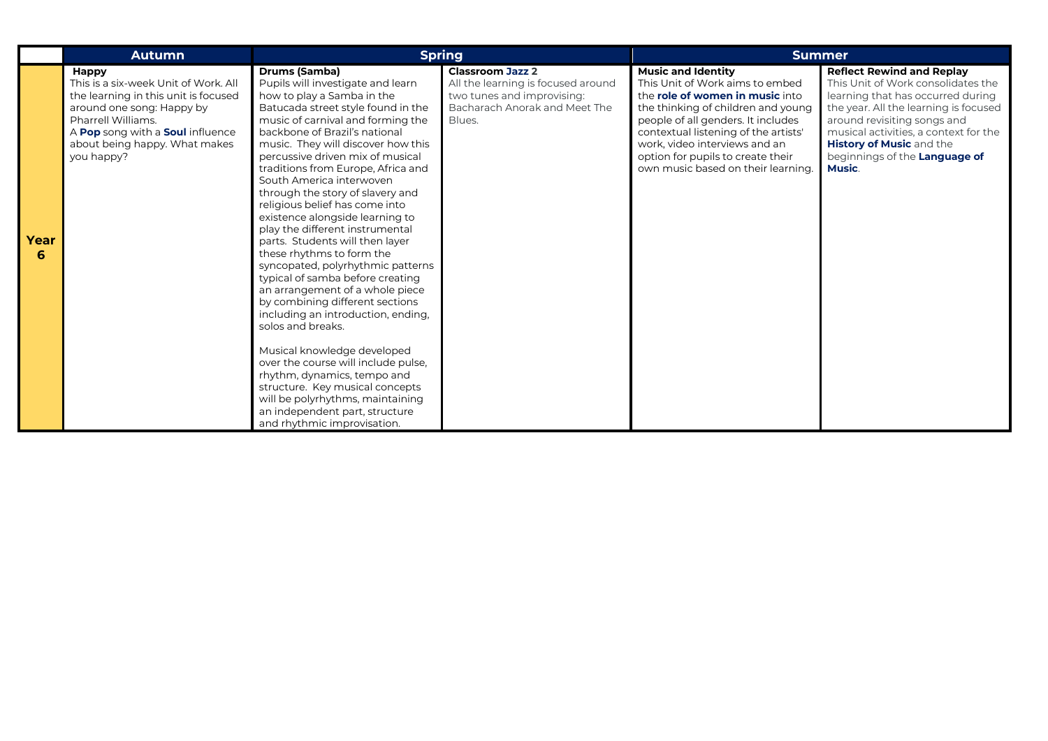| | Autumn | Spring | | Summer | |
|---|---|---|---|---|---|
| **Year 6** | **Happy**<br>This is a six-week Unit of Work. All the learning in this unit is focused around one song: Happy by Pharrell Williams.<br>A **Pop** song with a **Soul** influence about being happy. What makes you happy? | **Drums (Samba)**<br>Pupils will investigate and learn how to play a Samba in the Batucada street style found in the music of carnival and forming the backbone of Brazil's national music. They will discover how this percussive driven mix of musical traditions from Europe, Africa and South America interwoven through the story of slavery and religious belief has come into existence alongside learning to play the different instrumental parts. Students will then layer these rhythms to form the syncopated, polyrhythmic patterns typical of samba before creating an arrangement of a whole piece by combining different sections including an introduction, ending, solos and breaks.<br><br>Musical knowledge developed over the course will include pulse, rhythm, dynamics, tempo and structure. Key musical concepts will be polyrhythms, maintaining an independent part, structure and rhythmic improvisation. | **Classroom Jazz 2**<br>All the learning is focused around two tunes and improvising: Bacharach Anorak and Meet The Blues. | **Music and Identity**<br>This Unit of Work aims to embed the **role of women in music** into the thinking of children and young people of all genders. It includes contextual listening of the artists' work, video interviews and an option for pupils to create their own music based on their learning. | **Reflect Rewind and Replay**<br>This Unit of Work consolidates the learning that has occurred during the year. All the learning is focused around revisiting songs and musical activities, a context for the **History of Music** and the beginnings of the **Language of Music**. |